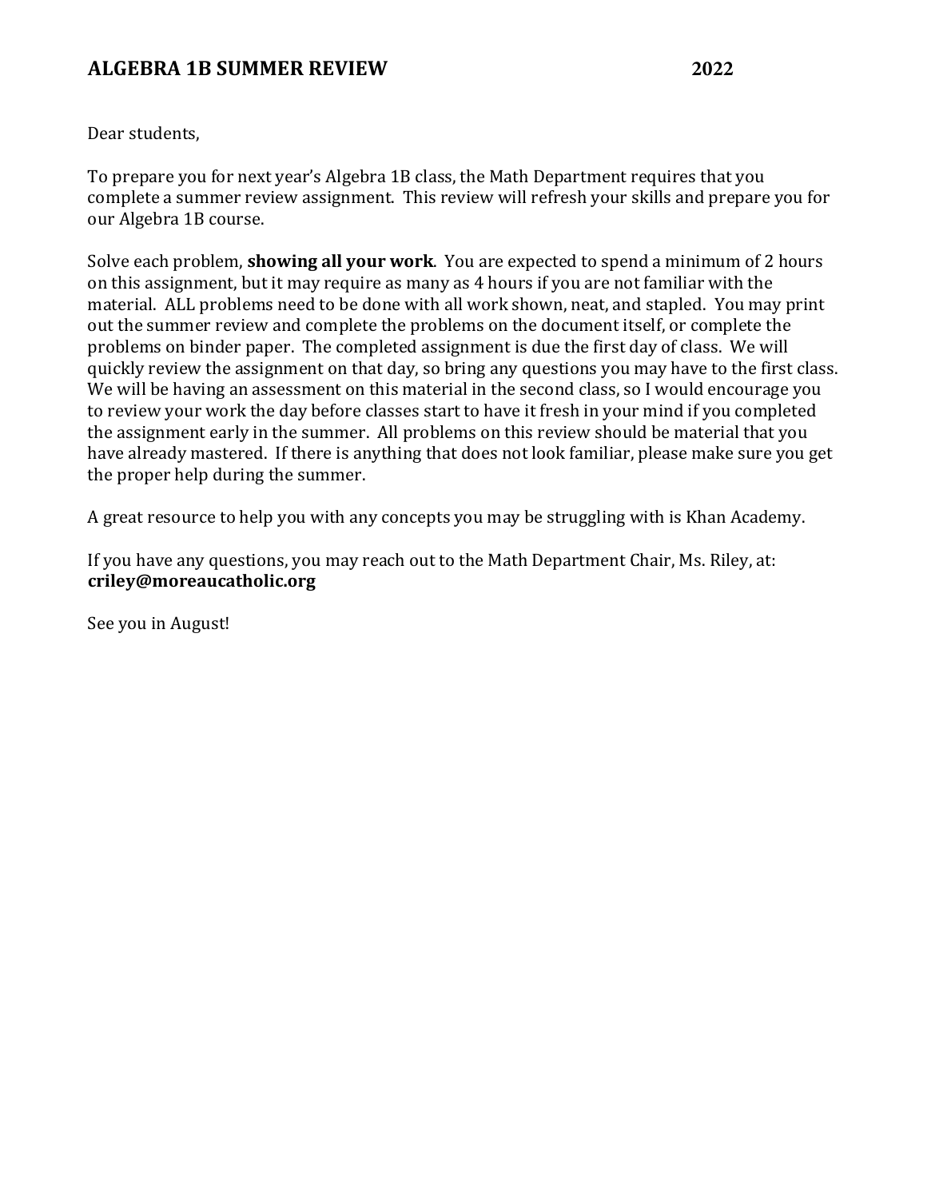# ALGEBRA 1B SUMMER REVIEW 2022

Dear students,

To prepare you for next year's Algebra 1B class, the Math Department requires that you complete a summer review assignment. This review will refresh your skills and prepare you for our Algebra 1B course.

Solve each problem, **showing all your work**. You are expected to spend a minimum of 2 hours on this assignment, but it may require as many as 4 hours if you are not familiar with the material. ALL problems need to be done with all work shown, neat, and stapled. You may print out the summer review and complete the problems on the document itself, or complete the problems on binder paper. The completed assignment is due the first day of class. We will quickly review the assignment on that day, so bring any questions you may have to the first class. We will be having an assessment on this material in the second class, so I would encourage you to review your work the day before classes start to have it fresh in your mind if you completed the assignment early in the summer. All problems on this review should be material that you have already mastered. If there is anything that does not look familiar, please make sure you get the proper help during the summer.

A great resource to help you with any concepts you may be struggling with is Khan Academy.

If you have any questions, you may reach out to the Math Department Chair, Ms. Riley, at: **criley@moreaucatholic.org**

See you in August!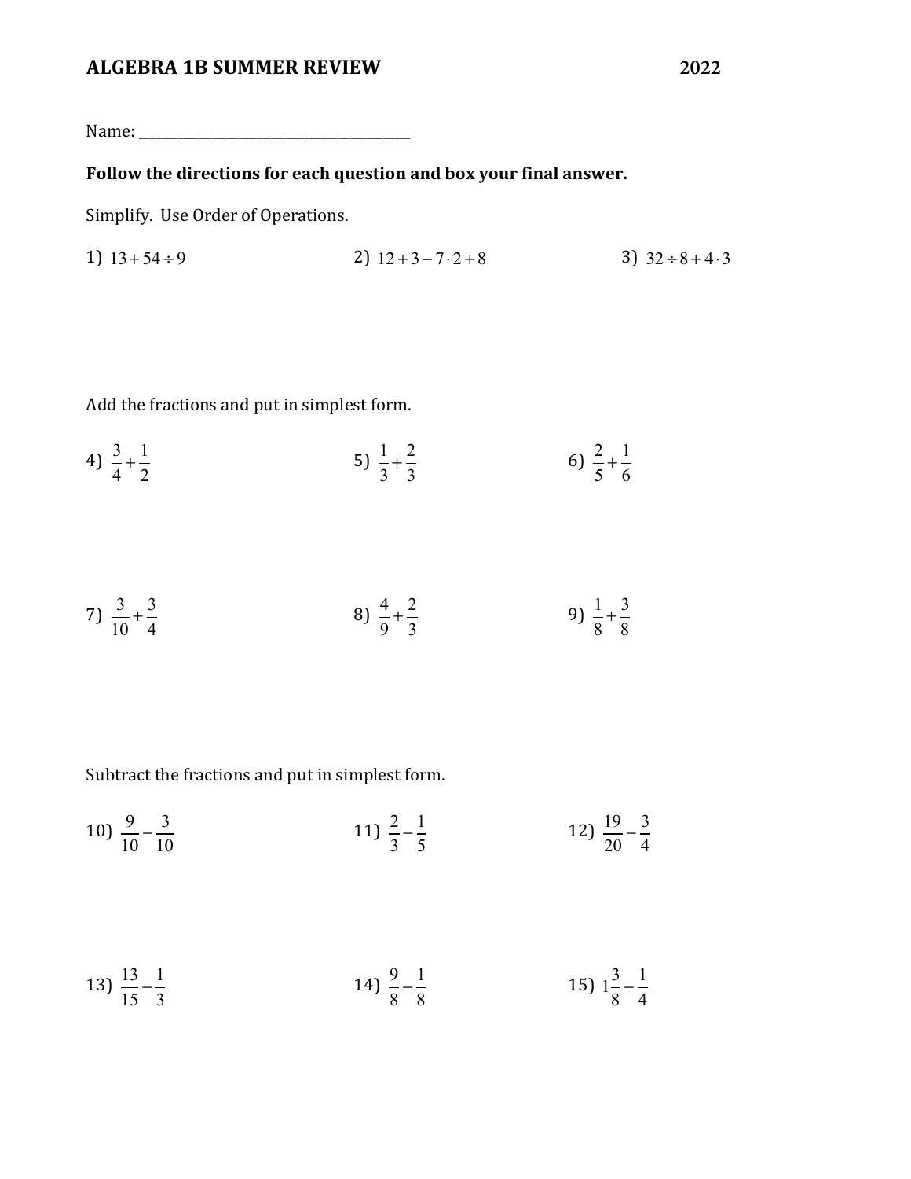# ALGEBRA 1B SUMMER REVIEW 2022

Name: _______________________________________

**Follow the directions for each question and box your final answer.**

Simplify. Use Order of Operations.

1) $13+54\div 9$

2) $12+3-7\cdot 2+8$

3) $32\div 8+4\cdot 3$

Add the fractions and put in simplest form.

4) $\frac{3}{4}+\frac{1}{2}$

5) $\frac{1}{3}+\frac{2}{3}$

6) $\frac{2}{5}+\frac{1}{6}$

7) $\frac{3}{10}+\frac{3}{4}$

8) $\frac{4}{9}+\frac{2}{3}$

9) $\frac{1}{8}+\frac{3}{8}$

Subtract the fractions and put in simplest form.

10) $\frac{9}{10}-\frac{3}{10}$

11) $\frac{2}{3}-\frac{1}{5}$

12) $\frac{19}{20}-\frac{3}{4}$

13) $\frac{13}{15}-\frac{1}{3}$

14) $\frac{9}{8}-\frac{1}{8}$

15) $1\frac{3}{8}-\frac{1}{4}$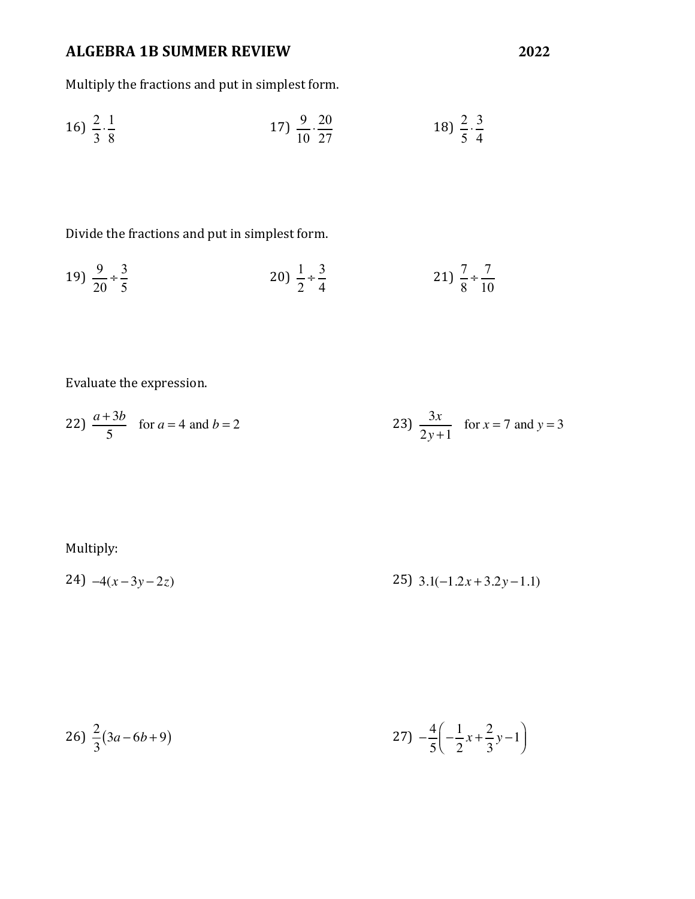# ALGEBRA 1B SUMMER REVIEW 2022

Multiply the fractions and put in simplest form.

16) $\frac{2}{3} \cdot \frac{1}{8}$

17) $\frac{9}{10} \cdot \frac{20}{27}$

18) $\frac{2}{5} \cdot \frac{3}{4}$

Divide the fractions and put in simplest form.

19) $\frac{9}{20} \div \frac{3}{5}$

20) $\frac{1}{2} \div \frac{3}{4}$

21) $\frac{7}{8} \div \frac{7}{10}$

Evaluate the expression.

22) $\frac{a+3b}{5}$ for $a = 4$ and $b = 2$

23) $\frac{3x}{2y+1}$ for $x = 7$ and $y = 3$

Multiply:

24) $-4(x - 3y - 2z)$

25) $3.1(-1.2x + 3.2y - 1.1)$

26) $\frac{2}{3}(3a - 6b + 9)$

27) $-\frac{4}{5}\left(-\frac{1}{2}x + \frac{2}{3}y - 1\right)$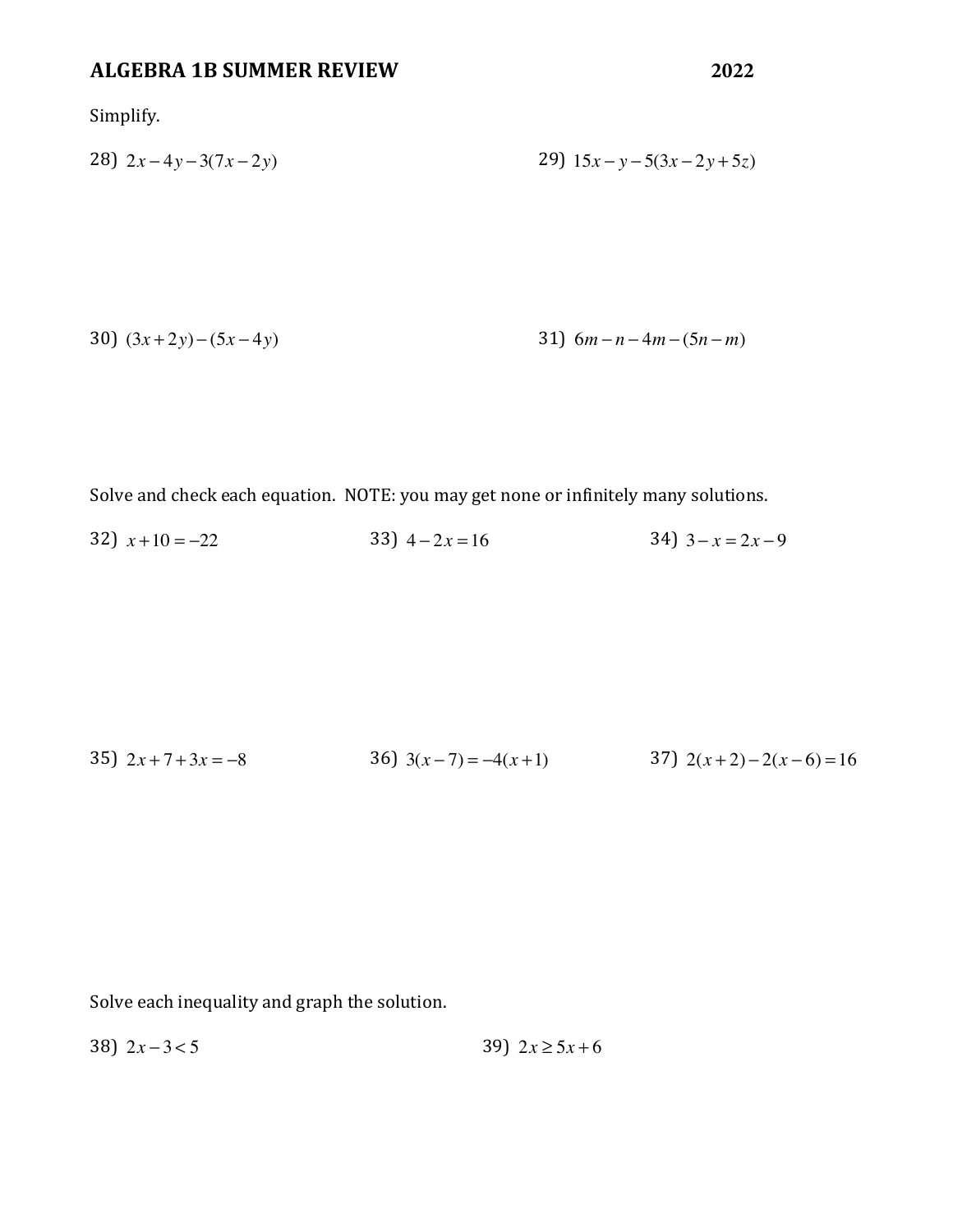# ALGEBRA 1B SUMMER REVIEW 2022

Simplify.

28) $2x-4y-3(7x-2y)$

29) $15x-y-5(3x-2y+5z)$

30) $(3x+2y)-(5x-4y)$

31) $6m-n-4m-(5n-m)$

Solve and check each equation. NOTE: you may get none or infinitely many solutions.

32) $x+10=-22$

33) $4-2x=16$

34) $3-x=2x-9$

35) $2x+7+3x=-8$

36) $3(x-7)=-4(x+1)$

37) $2(x+2)-2(x-6)=16$

Solve each inequality and graph the solution.

38) $2x-3<5$

39) $2x \geq 5x+6$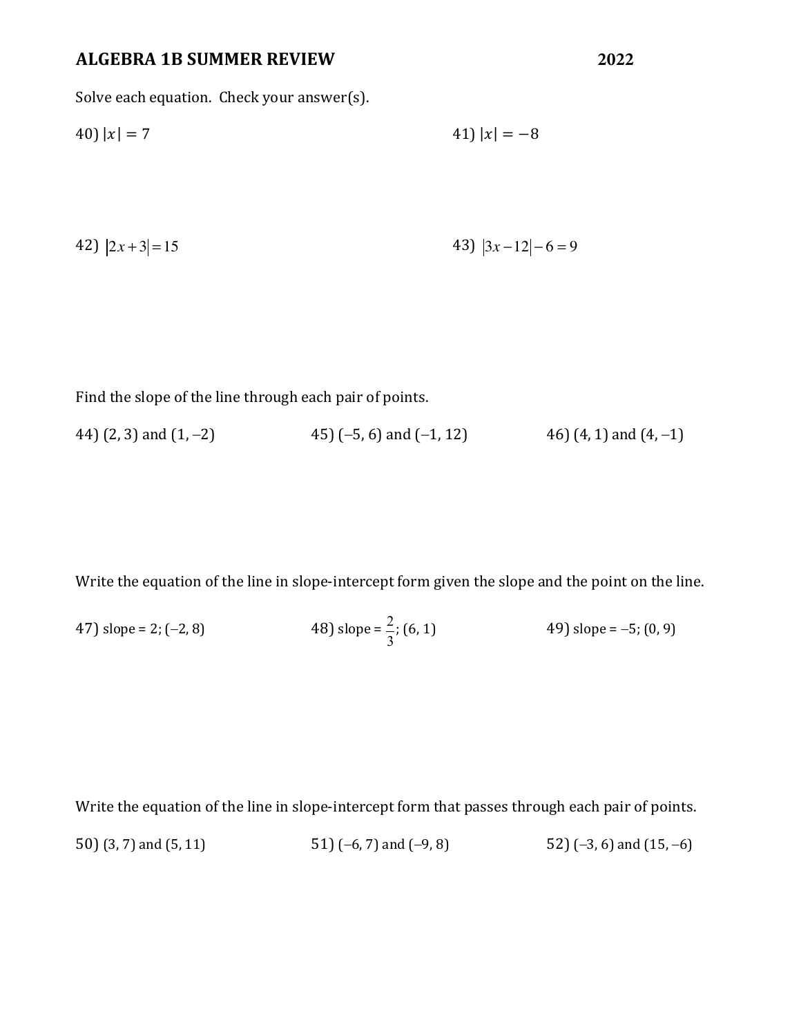# ALGEBRA 1B SUMMER REVIEW 2022

Solve each equation. Check your answer(s).

40) $|x| = 7$

41) $|x| = -8$

42) $|2x+3| = 15$

43) $|3x-12| - 6 = 9$

Find the slope of the line through each pair of points.

44) (2, 3) and (1, –2)

45) (–5, 6) and (–1, 12)

46) (4, 1) and (4, –1)

Write the equation of the line in slope-intercept form given the slope and the point on the line.

47) slope = 2; (–2, 8)

48) slope = $\frac{2}{3}$; (6, 1)

49) slope = –5; (0, 9)

Write the equation of the line in slope-intercept form that passes through each pair of points.

50) (3, 7) and (5, 11)

51) (–6, 7) and (–9, 8)

52) (–3, 6) and (15, –6)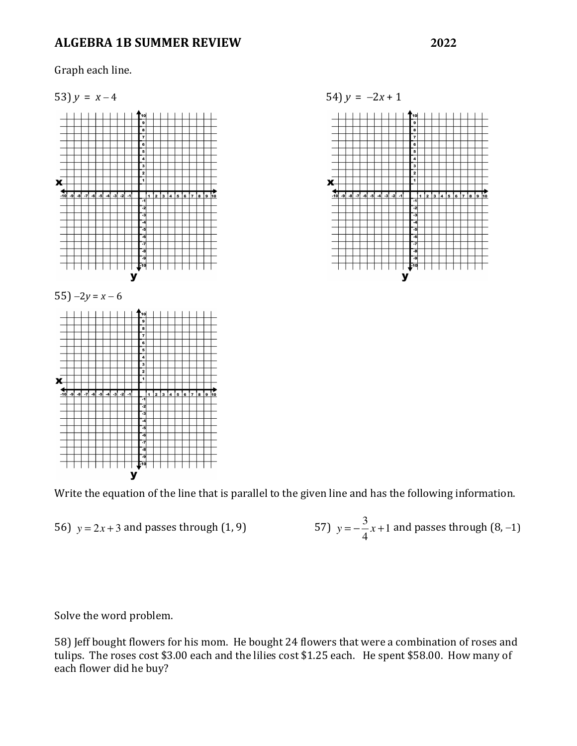## ALGEBRA 1B SUMMER REVIEW 2022

Graph each line.

53) $y = x - 4$

x
-10 -9 -8 -7 -6 -5 -4 -3 -2 -1 1 2 3 4 5 6 7 8 9 10
y
10 9 8 7 6 5 4 3 2 1 -1 -2 -3 -4 -5 -6 -7 -8 -9 -10

54) $y = -2x + 1$

x
-10 -9 -8 -7 -6 -5 -4 -3 -2 -1 1 2 3 4 5 6 7 8 9 10
y
10 9 8 7 6 5 4 3 2 1 -1 -2 -3 -4 -5 -6 -7 -8 -9 -10

55) $-2y = x - 6$

x
-10 -9 -8 -7 -6 -5 -4 -3 -2 -1 1 2 3 4 5 6 7 8 9 10
y
10 9 8 7 6 5 4 3 2 1 -1 -2 -3 -4 -5 -6 -7 -8 -9 -10

Write the equation of the line that is parallel to the given line and has the following information.

56) $y = 2x + 3$ and passes through (1, 9)

57) $y = -\frac{3}{4}x + 1$ and passes through (8, –1)

Solve the word problem.

58) Jeff bought flowers for his mom. He bought 24 flowers that were a combination of roses and tulips. The roses cost $3.00 each and the lilies cost $1.25 each. He spent $58.00. How many of each flower did he buy?